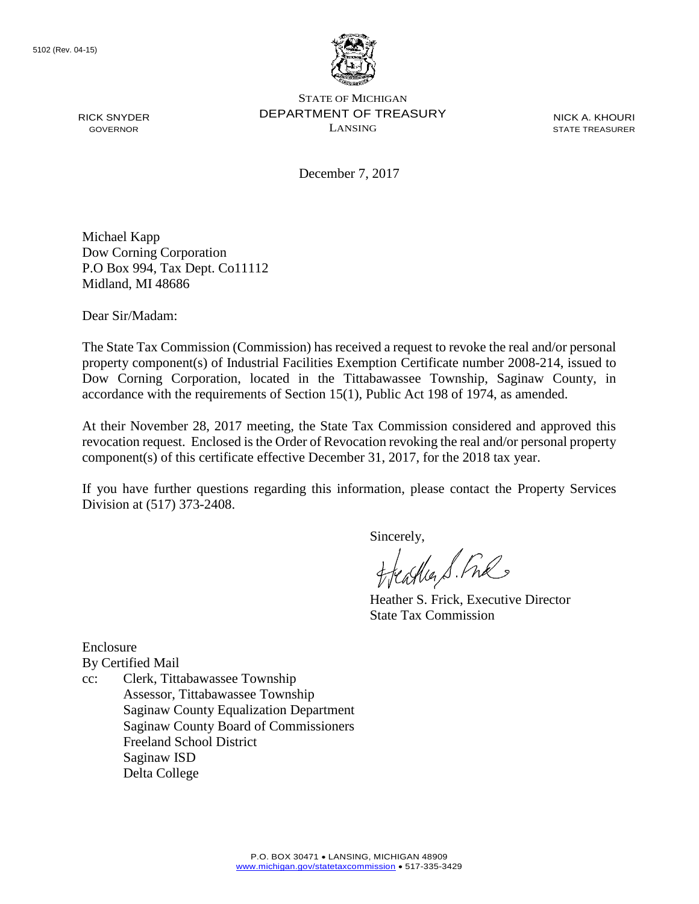5102 (Rev. 04-15)

RICK SNYDER
GOVERNOR

STATE OF MICHIGAN
DEPARTMENT OF TREASURY
LANSING

NICK A. KHOURI
STATE TREASURER

December 7, 2017

Michael Kapp
Dow Corning Corporation
P.O Box 994, Tax Dept. Co11112
Midland, MI 48686

Dear Sir/Madam:

The State Tax Commission (Commission) has received a request to revoke the real and/or personal property component(s) of Industrial Facilities Exemption Certificate number 2008-214, issued to Dow Corning Corporation, located in the Tittabawassee Township, Saginaw County, in accordance with the requirements of Section 15(1), Public Act 198 of 1974, as amended.

At their November 28, 2017 meeting, the State Tax Commission considered and approved this revocation request. Enclosed is the Order of Revocation revoking the real and/or personal property component(s) of this certificate effective December 31, 2017, for the 2018 tax year.

If you have further questions regarding this information, please contact the Property Services Division at (517) 373-2408.

Sincerely,

Heather S. Frick, Executive Director
State Tax Commission

Enclosure
By Certified Mail
cc: Clerk, Tittabawassee Township
Assessor, Tittabawassee Township
Saginaw County Equalization Department
Saginaw County Board of Commissioners
Freeland School District
Saginaw ISD
Delta College

P.O. BOX 30471 • LANSING, MICHIGAN 48909
www.michigan.gov/statetaxcommission • 517-335-3429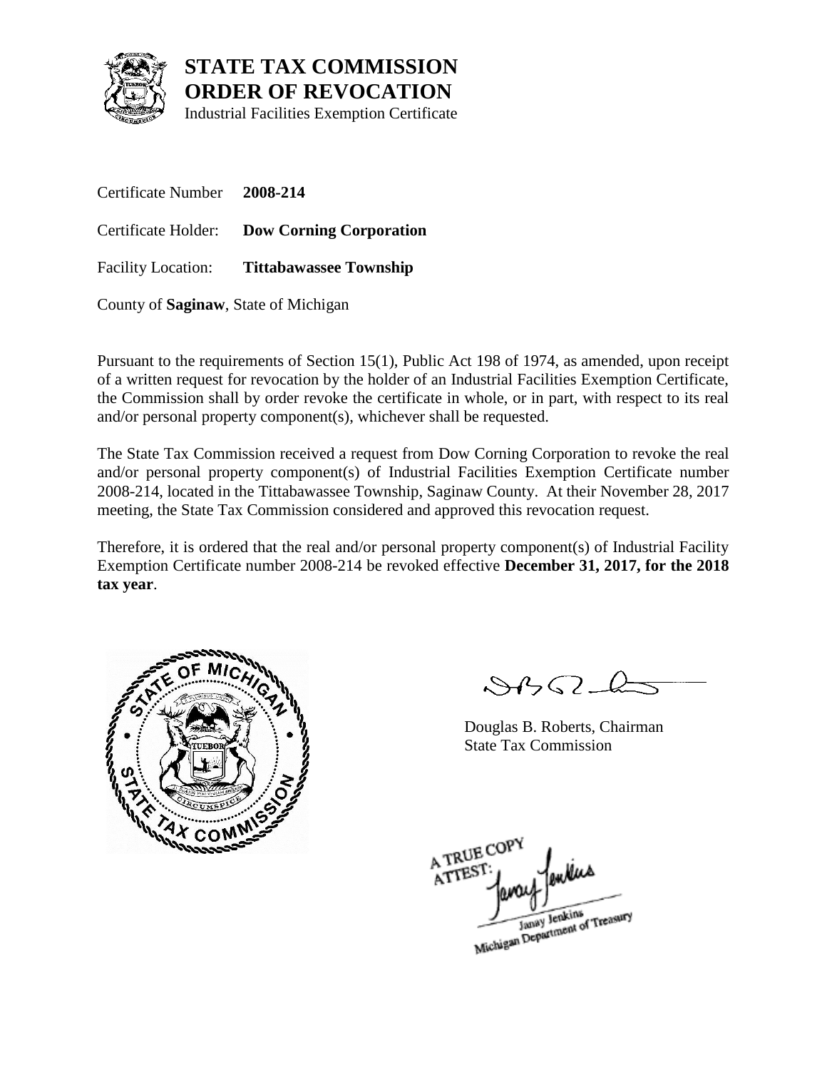# STATE TAX COMMISSION
# ORDER OF REVOCATION

Industrial Facilities Exemption Certificate

Certificate Number **2008-214**

Certificate Holder: **Dow Corning Corporation**

Facility Location: **Tittabawassee Township**

County of **Saginaw**, State of Michigan

Pursuant to the requirements of Section 15(1), Public Act 198 of 1974, as amended, upon receipt of a written request for revocation by the holder of an Industrial Facilities Exemption Certificate, the Commission shall by order revoke the certificate in whole, or in part, with respect to its real and/or personal property component(s), whichever shall be requested.

The State Tax Commission received a request from Dow Corning Corporation to revoke the real and/or personal property component(s) of Industrial Facilities Exemption Certificate number 2008-214, located in the Tittabawassee Township, Saginaw County. At their November 28, 2017 meeting, the State Tax Commission considered and approved this revocation request.

Therefore, it is ordered that the real and/or personal property component(s) of Industrial Facility Exemption Certificate number 2008-214 be revoked effective **December 31, 2017, for the 2018 tax year**.

Douglas B. Roberts, Chairman
State Tax Commission

A TRUE COPY
ATTEST:
Janay Jenkins
Michigan Department of Treasury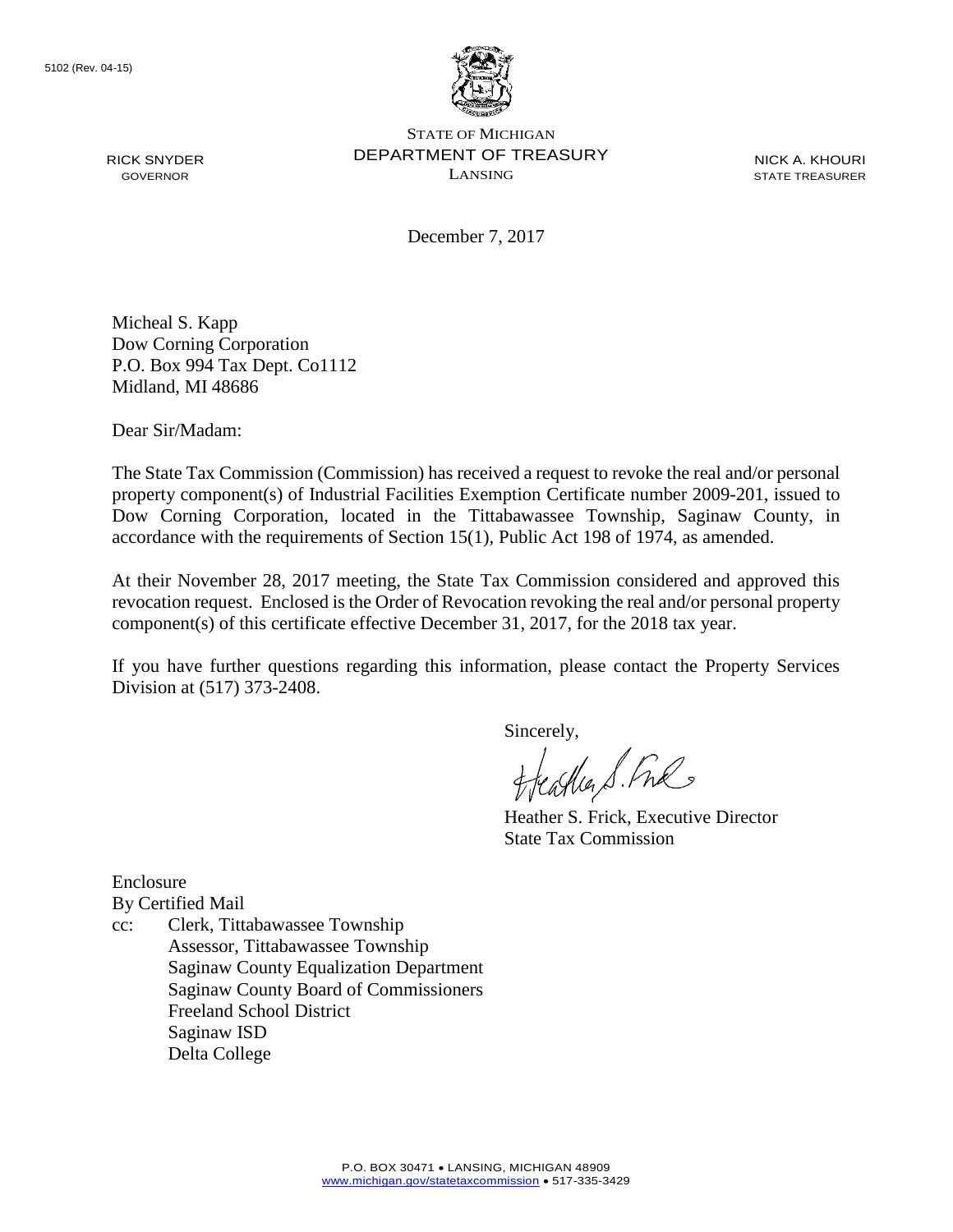5102 (Rev. 04-15)

STATE OF MICHIGAN
DEPARTMENT OF TREASURY
LANSING

RICK SNYDER
GOVERNOR

NICK A. KHOURI
STATE TREASURER

December 7, 2017

Micheal S. Kapp
Dow Corning Corporation
P.O. Box 994 Tax Dept. Co1112
Midland, MI 48686

Dear Sir/Madam:

The State Tax Commission (Commission) has received a request to revoke the real and/or personal property component(s) of Industrial Facilities Exemption Certificate number 2009-201, issued to Dow Corning Corporation, located in the Tittabawassee Township, Saginaw County, in accordance with the requirements of Section 15(1), Public Act 198 of 1974, as amended.

At their November 28, 2017 meeting, the State Tax Commission considered and approved this revocation request. Enclosed is the Order of Revocation revoking the real and/or personal property component(s) of this certificate effective December 31, 2017, for the 2018 tax year.

If you have further questions regarding this information, please contact the Property Services Division at (517) 373-2408.

Sincerely,

Heather S. Frick, Executive Director
State Tax Commission

Enclosure
By Certified Mail
cc: Clerk, Tittabawassee Township
Assessor, Tittabawassee Township
Saginaw County Equalization Department
Saginaw County Board of Commissioners
Freeland School District
Saginaw ISD
Delta College

P.O. BOX 30471 • LANSING, MICHIGAN 48909
www.michigan.gov/statetaxcommission • 517-335-3429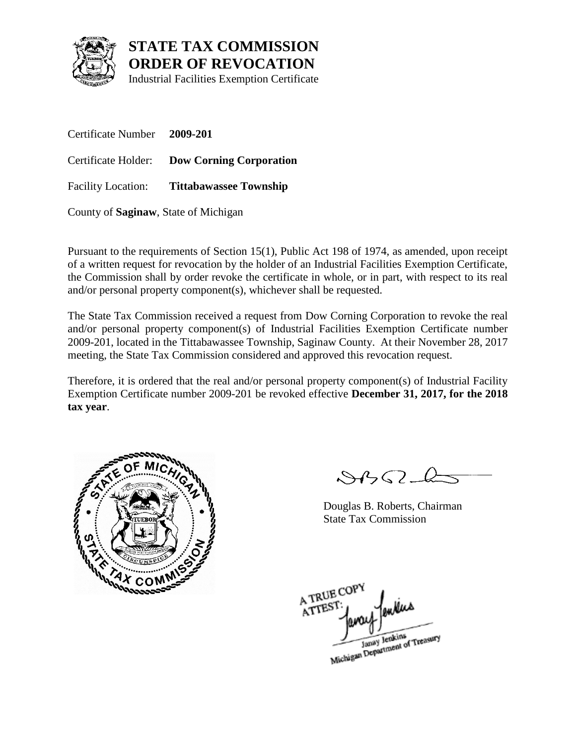# STATE TAX COMMISSION
# ORDER OF REVOCATION
Industrial Facilities Exemption Certificate

Certificate Number **2009-201**

Certificate Holder: **Dow Corning Corporation**

Facility Location: **Tittabawassee Township**

County of **Saginaw**, State of Michigan

Pursuant to the requirements of Section 15(1), Public Act 198 of 1974, as amended, upon receipt of a written request for revocation by the holder of an Industrial Facilities Exemption Certificate, the Commission shall by order revoke the certificate in whole, or in part, with respect to its real and/or personal property component(s), whichever shall be requested.

The State Tax Commission received a request from Dow Corning Corporation to revoke the real and/or personal property component(s) of Industrial Facilities Exemption Certificate number 2009-201, located in the Tittabawassee Township, Saginaw County. At their November 28, 2017 meeting, the State Tax Commission considered and approved this revocation request.

Therefore, it is ordered that the real and/or personal property component(s) of Industrial Facility Exemption Certificate number 2009-201 be revoked effective **December 31, 2017, for the 2018 tax year**.

Douglas B. Roberts, Chairman
State Tax Commission

A TRUE COPY
ATTEST:
Janay Jenkins
Michigan Department of Treasury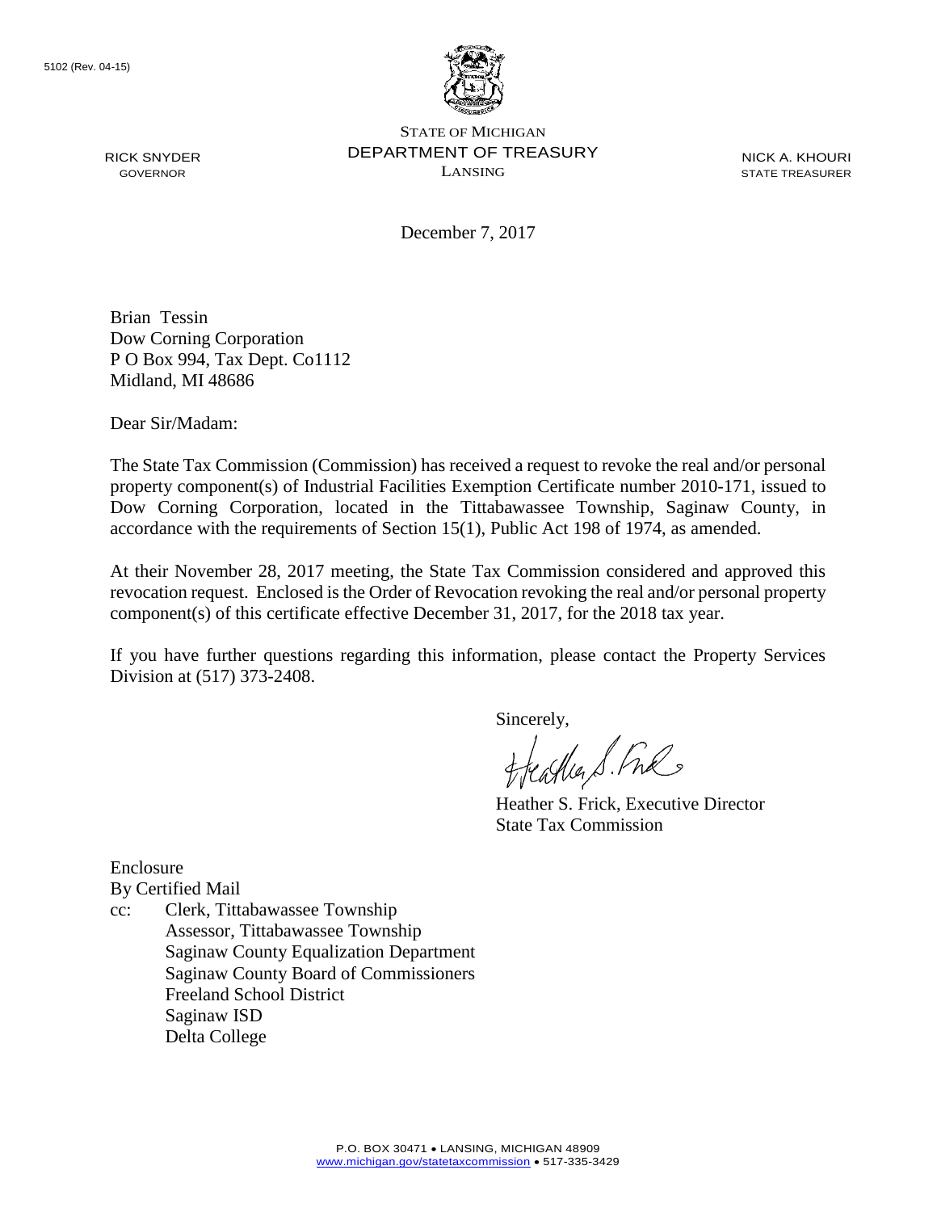5102 (Rev. 04-15)

STATE OF MICHIGAN
DEPARTMENT OF TREASURY
LANSING

RICK SNYDER
GOVERNOR

NICK A. KHOURI
STATE TREASURER

December 7, 2017

Brian Tessin
Dow Corning Corporation
P O Box 994, Tax Dept. Co1112
Midland, MI 48686

Dear Sir/Madam:

The State Tax Commission (Commission) has received a request to revoke the real and/or personal property component(s) of Industrial Facilities Exemption Certificate number 2010-171, issued to Dow Corning Corporation, located in the Tittabawassee Township, Saginaw County, in accordance with the requirements of Section 15(1), Public Act 198 of 1974, as amended.

At their November 28, 2017 meeting, the State Tax Commission considered and approved this revocation request. Enclosed is the Order of Revocation revoking the real and/or personal property component(s) of this certificate effective December 31, 2017, for the 2018 tax year.

If you have further questions regarding this information, please contact the Property Services Division at (517) 373-2408.

Sincerely,

Heather S. Frick, Executive Director
State Tax Commission

Enclosure
By Certified Mail
cc: Clerk, Tittabawassee Township
Assessor, Tittabawassee Township
Saginaw County Equalization Department
Saginaw County Board of Commissioners
Freeland School District
Saginaw ISD
Delta College

P.O. BOX 30471 • LANSING, MICHIGAN 48909
www.michigan.gov/statetaxcommission • 517-335-3429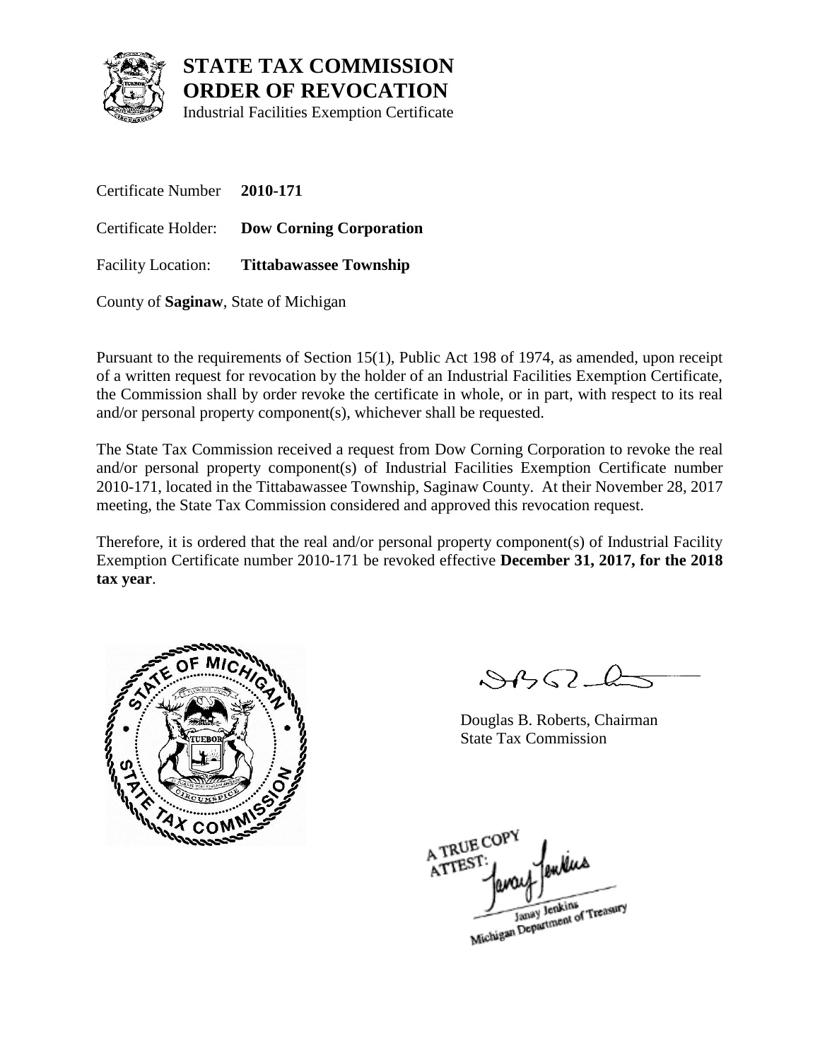# STATE TAX COMMISSION
# ORDER OF REVOCATION

Industrial Facilities Exemption Certificate

Certificate Number **2010-171**

Certificate Holder: **Dow Corning Corporation**

Facility Location: **Tittabawassee Township**

County of **Saginaw**, State of Michigan

Pursuant to the requirements of Section 15(1), Public Act 198 of 1974, as amended, upon receipt of a written request for revocation by the holder of an Industrial Facilities Exemption Certificate, the Commission shall by order revoke the certificate in whole, or in part, with respect to its real and/or personal property component(s), whichever shall be requested.

The State Tax Commission received a request from Dow Corning Corporation to revoke the real and/or personal property component(s) of Industrial Facilities Exemption Certificate number 2010-171, located in the Tittabawassee Township, Saginaw County. At their November 28, 2017 meeting, the State Tax Commission considered and approved this revocation request.

Therefore, it is ordered that the real and/or personal property component(s) of Industrial Facility Exemption Certificate number 2010-171 be revoked effective **December 31, 2017, for the 2018 tax year**.

Douglas B. Roberts, Chairman
State Tax Commission

A TRUE COPY
ATTEST:
Janay Jenkins
Michigan Department of Treasury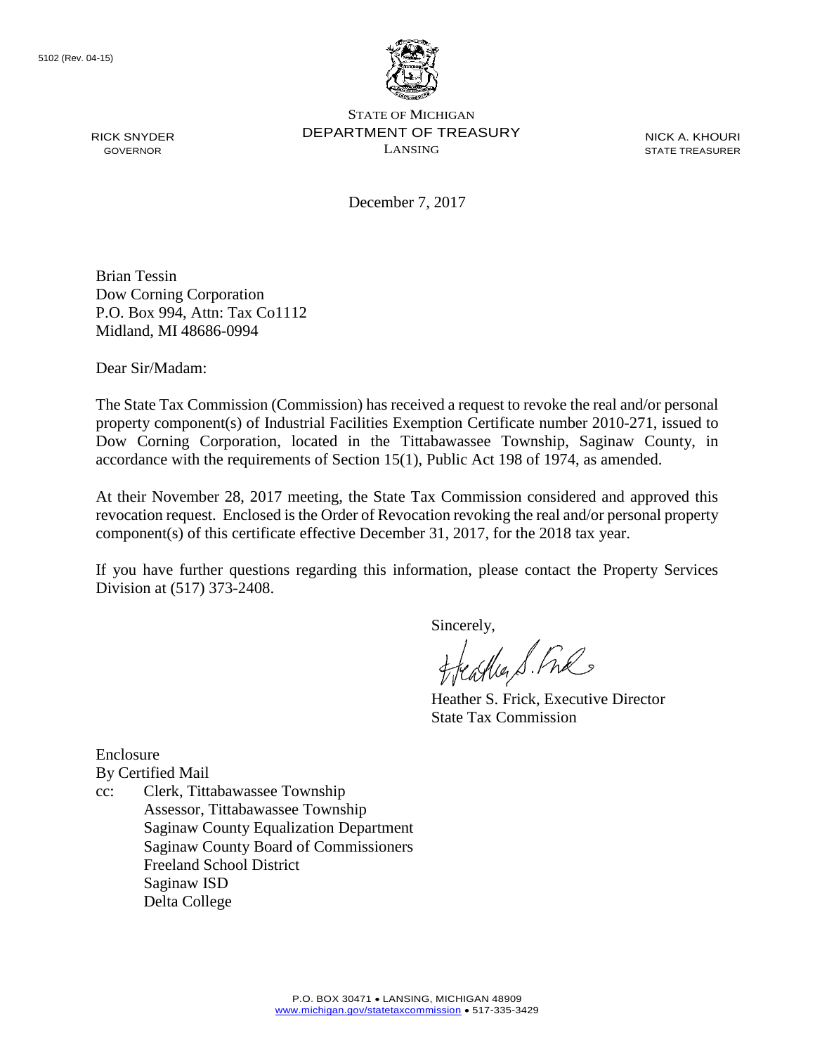5102 (Rev. 04-15)

RICK SNYDER
GOVERNOR

STATE OF MICHIGAN
DEPARTMENT OF TREASURY
LANSING

NICK A. KHOURI
STATE TREASURER

December 7, 2017

Brian Tessin
Dow Corning Corporation
P.O. Box 994, Attn: Tax Co1112
Midland, MI 48686-0994

Dear Sir/Madam:

The State Tax Commission (Commission) has received a request to revoke the real and/or personal property component(s) of Industrial Facilities Exemption Certificate number 2010-271, issued to Dow Corning Corporation, located in the Tittabawassee Township, Saginaw County, in accordance with the requirements of Section 15(1), Public Act 198 of 1974, as amended.

At their November 28, 2017 meeting, the State Tax Commission considered and approved this revocation request. Enclosed is the Order of Revocation revoking the real and/or personal property component(s) of this certificate effective December 31, 2017, for the 2018 tax year.

If you have further questions regarding this information, please contact the Property Services Division at (517) 373-2408.

Sincerely,

Heather S. Frick, Executive Director
State Tax Commission

Enclosure
By Certified Mail
cc: Clerk, Tittabawassee Township
Assessor, Tittabawassee Township
Saginaw County Equalization Department
Saginaw County Board of Commissioners
Freeland School District
Saginaw ISD
Delta College

P.O. BOX 30471 • LANSING, MICHIGAN 48909
www.michigan.gov/statetaxcommission • 517-335-3429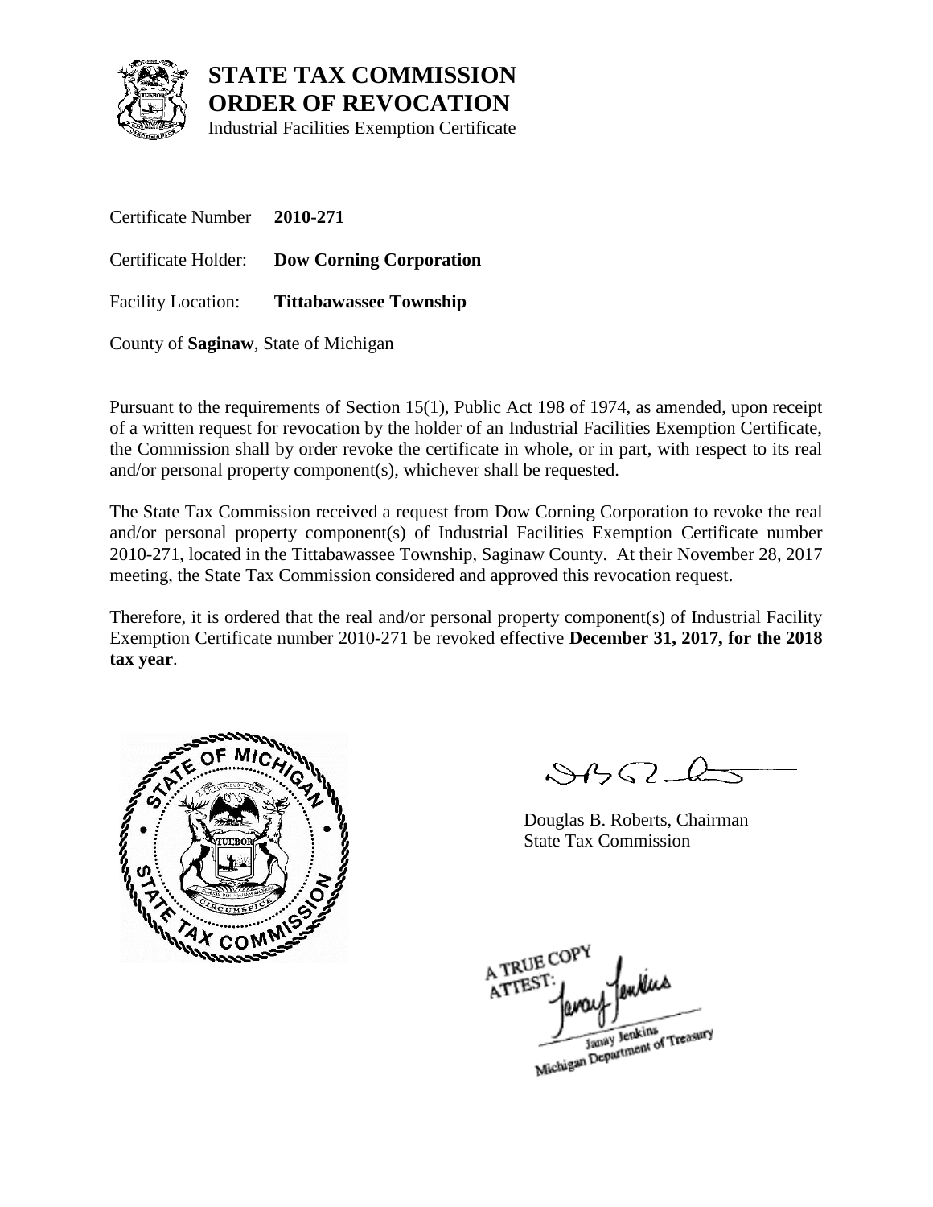# STATE TAX COMMISSION
# ORDER OF REVOCATION

Industrial Facilities Exemption Certificate

Certificate Number **2010-271**

Certificate Holder: **Dow Corning Corporation**

Facility Location: **Tittabawassee Township**

County of **Saginaw**, State of Michigan

Pursuant to the requirements of Section 15(1), Public Act 198 of 1974, as amended, upon receipt of a written request for revocation by the holder of an Industrial Facilities Exemption Certificate, the Commission shall by order revoke the certificate in whole, or in part, with respect to its real and/or personal property component(s), whichever shall be requested.

The State Tax Commission received a request from Dow Corning Corporation to revoke the real and/or personal property component(s) of Industrial Facilities Exemption Certificate number 2010-271, located in the Tittabawassee Township, Saginaw County. At their November 28, 2017 meeting, the State Tax Commission considered and approved this revocation request.

Therefore, it is ordered that the real and/or personal property component(s) of Industrial Facility Exemption Certificate number 2010-271 be revoked effective **December 31, 2017, for the 2018 tax year**.

Douglas B. Roberts, Chairman
State Tax Commission

A TRUE COPY
ATTEST:
Janay Jenkins
Michigan Department of Treasury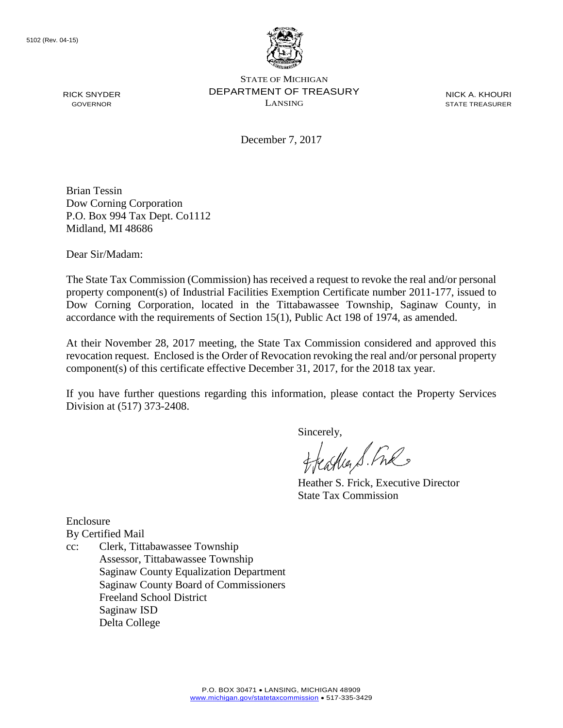5102 (Rev. 04-15)

STATE OF MICHIGAN
DEPARTMENT OF TREASURY
LANSING

RICK SNYDER
GOVERNOR

NICK A. KHOURI
STATE TREASURER

December 7, 2017

Brian Tessin
Dow Corning Corporation
P.O. Box 994 Tax Dept. Co1112
Midland, MI 48686

Dear Sir/Madam:

The State Tax Commission (Commission) has received a request to revoke the real and/or personal property component(s) of Industrial Facilities Exemption Certificate number 2011-177, issued to Dow Corning Corporation, located in the Tittabawassee Township, Saginaw County, in accordance with the requirements of Section 15(1), Public Act 198 of 1974, as amended.

At their November 28, 2017 meeting, the State Tax Commission considered and approved this revocation request. Enclosed is the Order of Revocation revoking the real and/or personal property component(s) of this certificate effective December 31, 2017, for the 2018 tax year.

If you have further questions regarding this information, please contact the Property Services Division at (517) 373-2408.

Sincerely,

Heather S. Frick, Executive Director
State Tax Commission

Enclosure
By Certified Mail
cc: Clerk, Tittabawassee Township
Assessor, Tittabawassee Township
Saginaw County Equalization Department
Saginaw County Board of Commissioners
Freeland School District
Saginaw ISD
Delta College

P.O. BOX 30471 • LANSING, MICHIGAN 48909
www.michigan.gov/statetaxcommission • 517-335-3429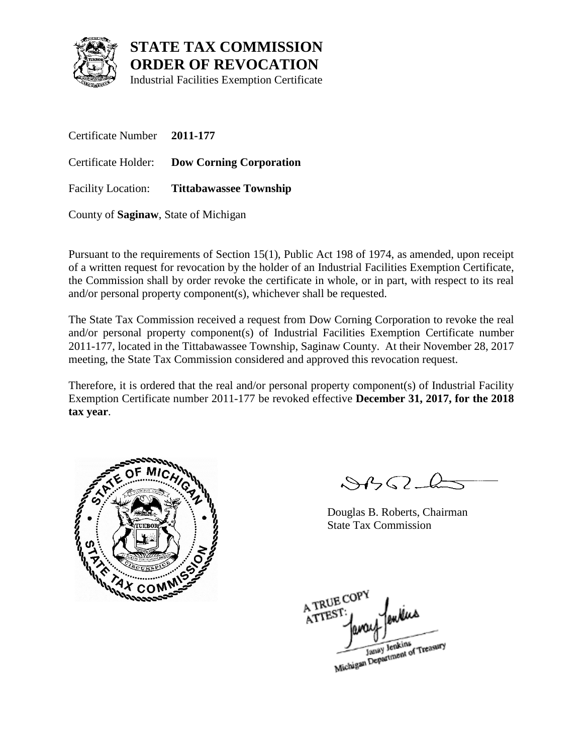# STATE TAX COMMISSION
# ORDER OF REVOCATION

Industrial Facilities Exemption Certificate

Certificate Number **2011-177**

Certificate Holder: **Dow Corning Corporation**

Facility Location: **Tittabawassee Township**

County of **Saginaw**, State of Michigan

Pursuant to the requirements of Section 15(1), Public Act 198 of 1974, as amended, upon receipt of a written request for revocation by the holder of an Industrial Facilities Exemption Certificate, the Commission shall by order revoke the certificate in whole, or in part, with respect to its real and/or personal property component(s), whichever shall be requested.

The State Tax Commission received a request from Dow Corning Corporation to revoke the real and/or personal property component(s) of Industrial Facilities Exemption Certificate number 2011-177, located in the Tittabawassee Township, Saginaw County. At their November 28, 2017 meeting, the State Tax Commission considered and approved this revocation request.

Therefore, it is ordered that the real and/or personal property component(s) of Industrial Facility Exemption Certificate number 2011-177 be revoked effective **December 31, 2017, for the 2018 tax year**.

Douglas B. Roberts, Chairman
State Tax Commission

A TRUE COPY
ATTEST:
Janay Jenkins
Michigan Department of Treasury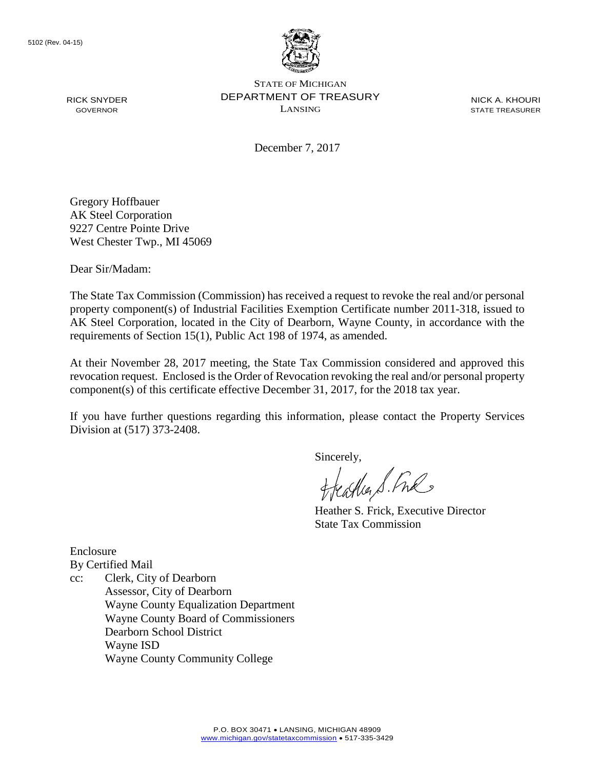5102 (Rev. 04-15)

RICK SNYDER
GOVERNOR

STATE OF MICHIGAN
DEPARTMENT OF TREASURY
LANSING

NICK A. KHOURI
STATE TREASURER

December 7, 2017

Gregory Hoffbauer
AK Steel Corporation
9227 Centre Pointe Drive
West Chester Twp., MI 45069

Dear Sir/Madam:

The State Tax Commission (Commission) has received a request to revoke the real and/or personal property component(s) of Industrial Facilities Exemption Certificate number 2011-318, issued to AK Steel Corporation, located in the City of Dearborn, Wayne County, in accordance with the requirements of Section 15(1), Public Act 198 of 1974, as amended.

At their November 28, 2017 meeting, the State Tax Commission considered and approved this revocation request. Enclosed is the Order of Revocation revoking the real and/or personal property component(s) of this certificate effective December 31, 2017, for the 2018 tax year.

If you have further questions regarding this information, please contact the Property Services Division at (517) 373-2408.

Sincerely,

Heather S. Frick, Executive Director
State Tax Commission

Enclosure
By Certified Mail
cc: Clerk, City of Dearborn
Assessor, City of Dearborn
Wayne County Equalization Department
Wayne County Board of Commissioners
Dearborn School District
Wayne ISD
Wayne County Community College

P.O. BOX 30471 • LANSING, MICHIGAN 48909
www.michigan.gov/statetaxcommission • 517-335-3429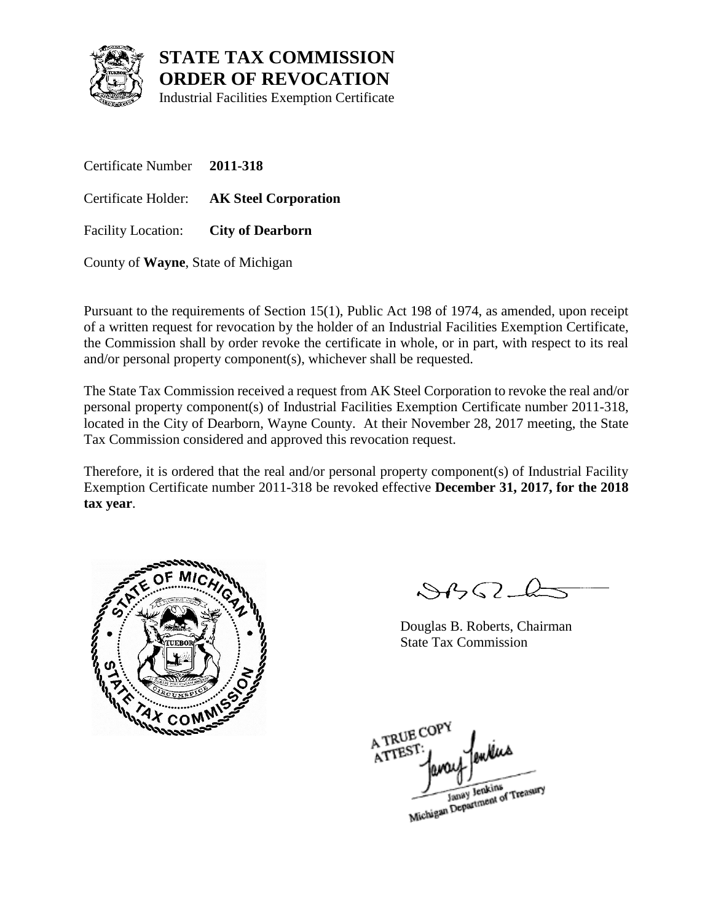# STATE TAX COMMISSION
# ORDER OF REVOCATION
Industrial Facilities Exemption Certificate

Certificate Number **2011-318**

Certificate Holder: **AK Steel Corporation**

Facility Location: **City of Dearborn**

County of **Wayne**, State of Michigan

Pursuant to the requirements of Section 15(1), Public Act 198 of 1974, as amended, upon receipt of a written request for revocation by the holder of an Industrial Facilities Exemption Certificate, the Commission shall by order revoke the certificate in whole, or in part, with respect to its real and/or personal property component(s), whichever shall be requested.

The State Tax Commission received a request from AK Steel Corporation to revoke the real and/or personal property component(s) of Industrial Facilities Exemption Certificate number 2011-318, located in the City of Dearborn, Wayne County. At their November 28, 2017 meeting, the State Tax Commission considered and approved this revocation request.

Therefore, it is ordered that the real and/or personal property component(s) of Industrial Facility Exemption Certificate number 2011-318 be revoked effective **December 31, 2017, for the 2018 tax year**.

Douglas B. Roberts, Chairman
State Tax Commission

A TRUE COPY
ATTEST:
Janay Jenkins
Michigan Department of Treasury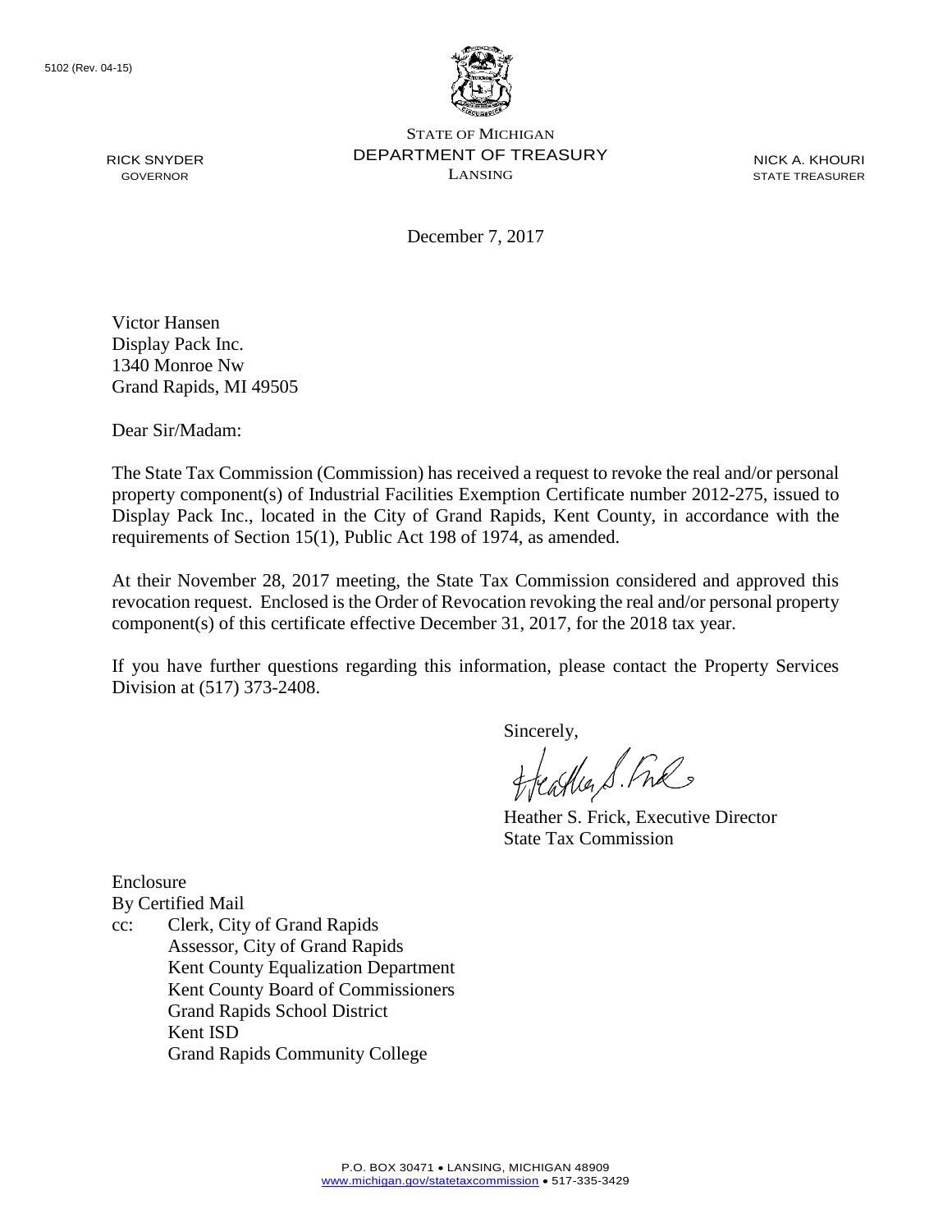5102 (Rev. 04-15)

STATE OF MICHIGAN
DEPARTMENT OF TREASURY
LANSING

RICK SNYDER
GOVERNOR

NICK A. KHOURI
STATE TREASURER

December 7, 2017

Victor Hansen
Display Pack Inc.
1340 Monroe Nw
Grand Rapids, MI 49505

Dear Sir/Madam:

The State Tax Commission (Commission) has received a request to revoke the real and/or personal property component(s) of Industrial Facilities Exemption Certificate number 2012-275, issued to Display Pack Inc., located in the City of Grand Rapids, Kent County, in accordance with the requirements of Section 15(1), Public Act 198 of 1974, as amended.

At their November 28, 2017 meeting, the State Tax Commission considered and approved this revocation request. Enclosed is the Order of Revocation revoking the real and/or personal property component(s) of this certificate effective December 31, 2017, for the 2018 tax year.

If you have further questions regarding this information, please contact the Property Services Division at (517) 373-2408.

Sincerely,

Heather S. Frick, Executive Director
State Tax Commission

Enclosure
By Certified Mail
cc: Clerk, City of Grand Rapids
Assessor, City of Grand Rapids
Kent County Equalization Department
Kent County Board of Commissioners
Grand Rapids School District
Kent ISD
Grand Rapids Community College

P.O. BOX 30471 • LANSING, MICHIGAN 48909
www.michigan.gov/statetaxcommission • 517-335-3429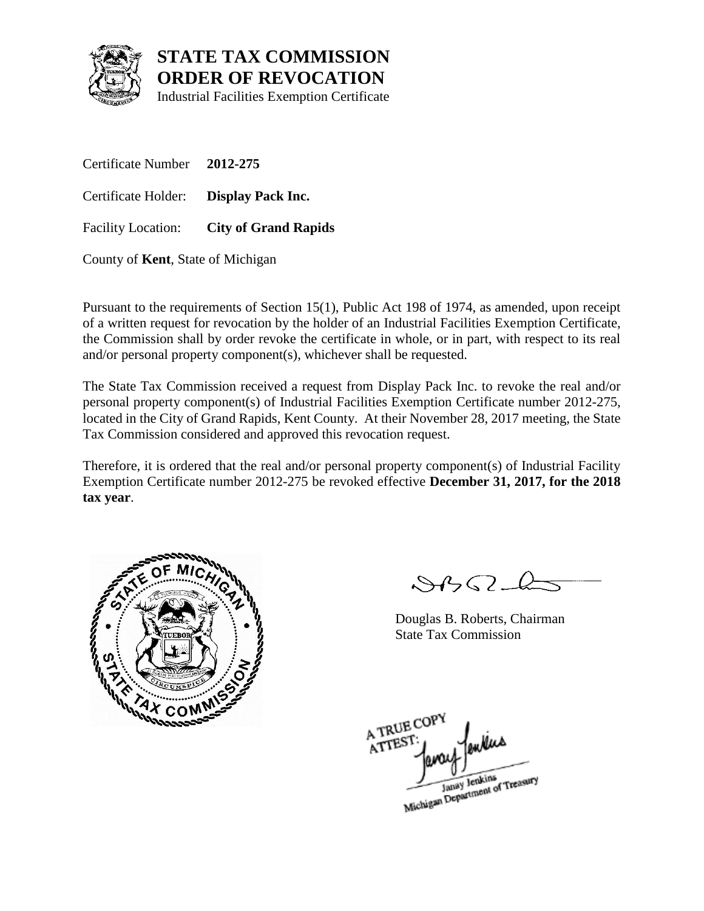# STATE TAX COMMISSION
# ORDER OF REVOCATION

Industrial Facilities Exemption Certificate

Certificate Number **2012-275**

Certificate Holder: **Display Pack Inc.**

Facility Location: **City of Grand Rapids**

County of **Kent**, State of Michigan

Pursuant to the requirements of Section 15(1), Public Act 198 of 1974, as amended, upon receipt of a written request for revocation by the holder of an Industrial Facilities Exemption Certificate, the Commission shall by order revoke the certificate in whole, or in part, with respect to its real and/or personal property component(s), whichever shall be requested.

The State Tax Commission received a request from Display Pack Inc. to revoke the real and/or personal property component(s) of Industrial Facilities Exemption Certificate number 2012-275, located in the City of Grand Rapids, Kent County. At their November 28, 2017 meeting, the State Tax Commission considered and approved this revocation request.

Therefore, it is ordered that the real and/or personal property component(s) of Industrial Facility Exemption Certificate number 2012-275 be revoked effective **December 31, 2017, for the 2018 tax year**.

Douglas B. Roberts, Chairman
State Tax Commission

A TRUE COPY
ATTEST:
Janay Jenkins
Michigan Department of Treasury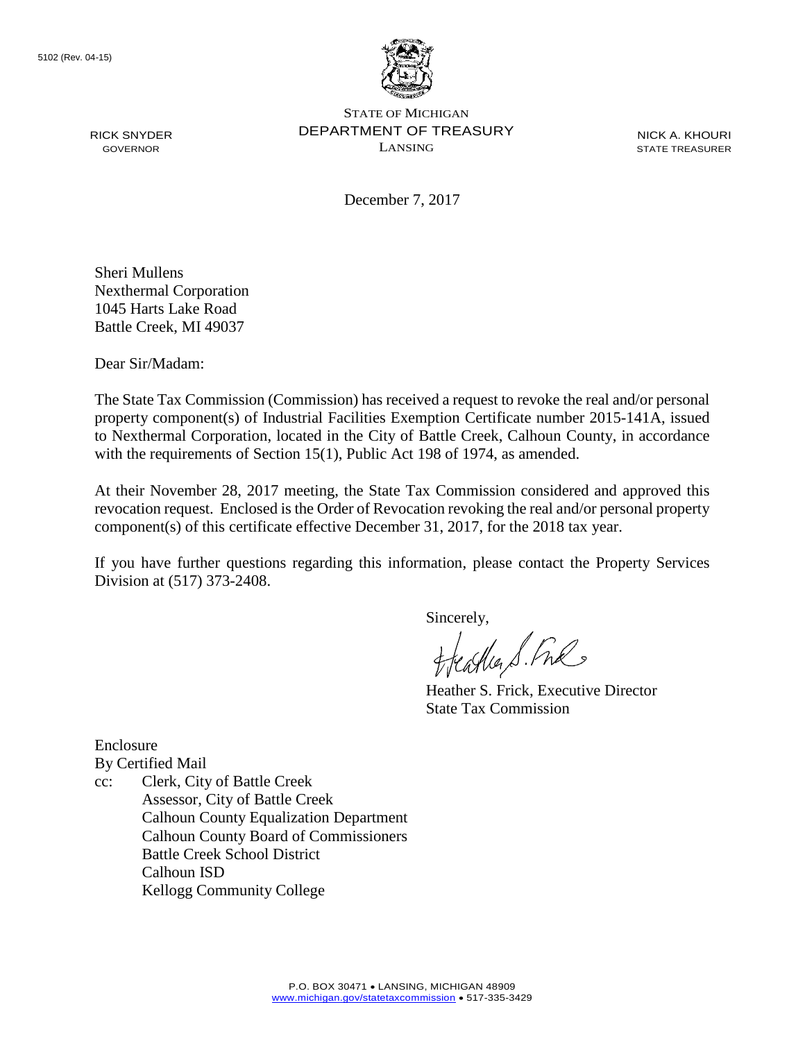5102 (Rev. 04-15)

RICK SNYDER
GOVERNOR

STATE OF MICHIGAN
DEPARTMENT OF TREASURY
LANSING

NICK A. KHOURI
STATE TREASURER

December 7, 2017

Sheri Mullens
Nexthermal Corporation
1045 Harts Lake Road
Battle Creek, MI 49037

Dear Sir/Madam:

The State Tax Commission (Commission) has received a request to revoke the real and/or personal property component(s) of Industrial Facilities Exemption Certificate number 2015-141A, issued to Nexthermal Corporation, located in the City of Battle Creek, Calhoun County, in accordance with the requirements of Section 15(1), Public Act 198 of 1974, as amended.

At their November 28, 2017 meeting, the State Tax Commission considered and approved this revocation request. Enclosed is the Order of Revocation revoking the real and/or personal property component(s) of this certificate effective December 31, 2017, for the 2018 tax year.

If you have further questions regarding this information, please contact the Property Services Division at (517) 373-2408.

Sincerely,

Heather S. Frick, Executive Director
State Tax Commission

Enclosure
By Certified Mail
cc: Clerk, City of Battle Creek
Assessor, City of Battle Creek
Calhoun County Equalization Department
Calhoun County Board of Commissioners
Battle Creek School District
Calhoun ISD
Kellogg Community College

P.O. BOX 30471 • LANSING, MICHIGAN 48909
www.michigan.gov/statetaxcommission • 517-335-3429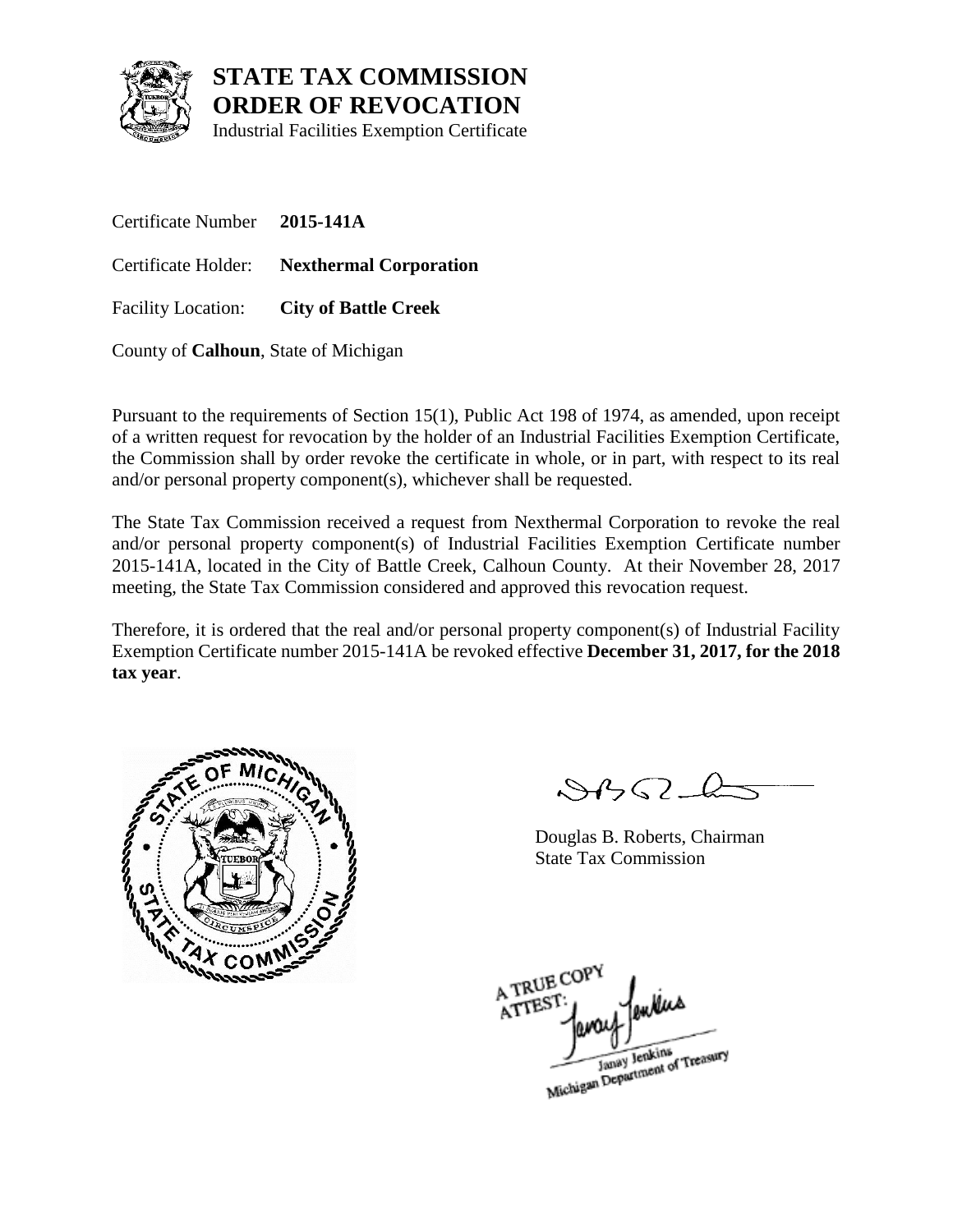# STATE TAX COMMISSION
# ORDER OF REVOCATION

Industrial Facilities Exemption Certificate

Certificate Number **2015-141A**

Certificate Holder: **Nexthermal Corporation**

Facility Location: **City of Battle Creek**

County of **Calhoun**, State of Michigan

Pursuant to the requirements of Section 15(1), Public Act 198 of 1974, as amended, upon receipt of a written request for revocation by the holder of an Industrial Facilities Exemption Certificate, the Commission shall by order revoke the certificate in whole, or in part, with respect to its real and/or personal property component(s), whichever shall be requested.

The State Tax Commission received a request from Nexthermal Corporation to revoke the real and/or personal property component(s) of Industrial Facilities Exemption Certificate number 2015-141A, located in the City of Battle Creek, Calhoun County. At their November 28, 2017 meeting, the State Tax Commission considered and approved this revocation request.

Therefore, it is ordered that the real and/or personal property component(s) of Industrial Facility Exemption Certificate number 2015-141A be revoked effective **December 31, 2017, for the 2018 tax year**.

Douglas B. Roberts, Chairman
State Tax Commission

A TRUE COPY
ATTEST:
Janay Jenkins
Michigan Department of Treasury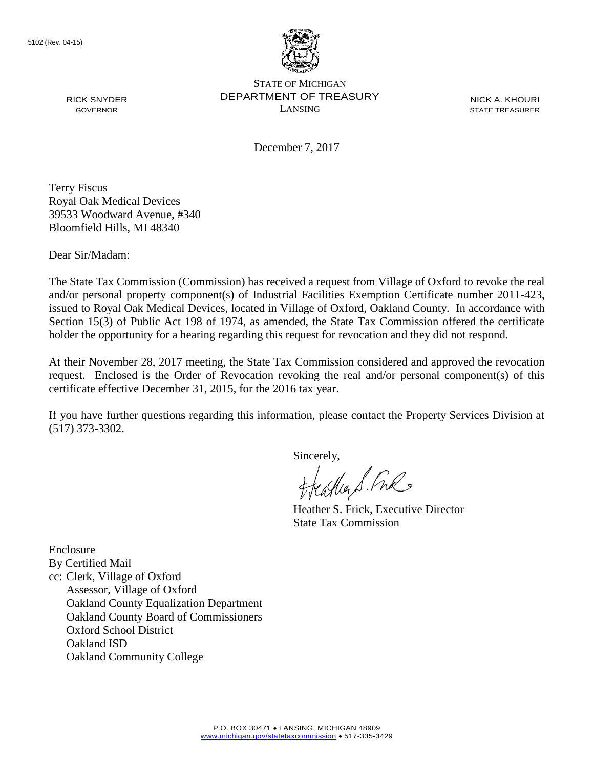5102 (Rev. 04-15)

STATE OF MICHIGAN
DEPARTMENT OF TREASURY
LANSING

RICK SNYDER
GOVERNOR

NICK A. KHOURI
STATE TREASURER

December 7, 2017

Terry Fiscus
Royal Oak Medical Devices
39533 Woodward Avenue, #340
Bloomfield Hills, MI 48340

Dear Sir/Madam:

The State Tax Commission (Commission) has received a request from Village of Oxford to revoke the real and/or personal property component(s) of Industrial Facilities Exemption Certificate number 2011-423, issued to Royal Oak Medical Devices, located in Village of Oxford, Oakland County. In accordance with Section 15(3) of Public Act 198 of 1974, as amended, the State Tax Commission offered the certificate holder the opportunity for a hearing regarding this request for revocation and they did not respond.

At their November 28, 2017 meeting, the State Tax Commission considered and approved the revocation request. Enclosed is the Order of Revocation revoking the real and/or personal component(s) of this certificate effective December 31, 2015, for the 2016 tax year.

If you have further questions regarding this information, please contact the Property Services Division at (517) 373-3302.

Sincerely,

Heather S. Frick, Executive Director
State Tax Commission

Enclosure
By Certified Mail
cc: Clerk, Village of Oxford
Assessor, Village of Oxford
Oakland County Equalization Department
Oakland County Board of Commissioners
Oxford School District
Oakland ISD
Oakland Community College

P.O. BOX 30471 • LANSING, MICHIGAN 48909
www.michigan.gov/statetaxcommission • 517-335-3429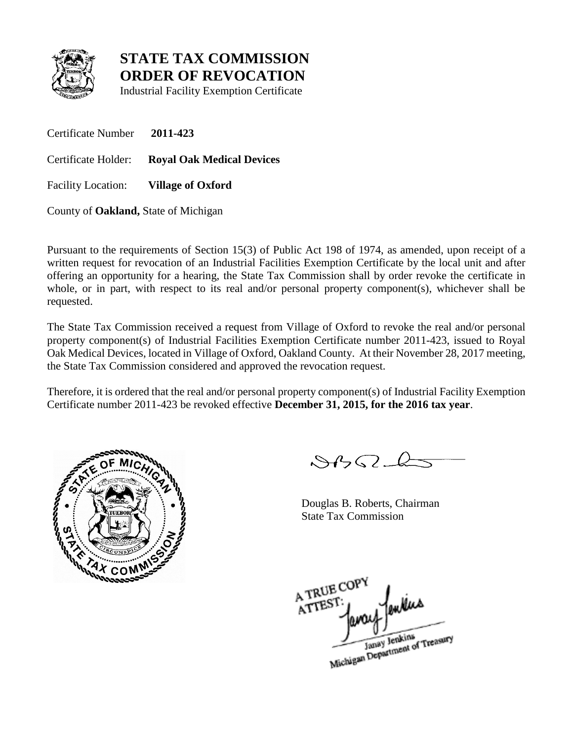# STATE TAX COMMISSION
# ORDER OF REVOCATION

Industrial Facility Exemption Certificate

Certificate Number **2011-423**

Certificate Holder: **Royal Oak Medical Devices**

Facility Location: **Village of Oxford**

County of **Oakland,** State of Michigan

Pursuant to the requirements of Section 15(3) of Public Act 198 of 1974, as amended, upon receipt of a written request for revocation of an Industrial Facilities Exemption Certificate by the local unit and after offering an opportunity for a hearing, the State Tax Commission shall by order revoke the certificate in whole, or in part, with respect to its real and/or personal property component(s), whichever shall be requested.

The State Tax Commission received a request from Village of Oxford to revoke the real and/or personal property component(s) of Industrial Facilities Exemption Certificate number 2011-423, issued to Royal Oak Medical Devices, located in Village of Oxford, Oakland County. At their November 28, 2017 meeting, the State Tax Commission considered and approved the revocation request.

Therefore, it is ordered that the real and/or personal property component(s) of Industrial Facility Exemption Certificate number 2011-423 be revoked effective **December 31, 2015, for the 2016 tax year**.

Douglas B. Roberts, Chairman
State Tax Commission

A TRUE COPY
ATTEST:
Janay Jenkins
Michigan Department of Treasury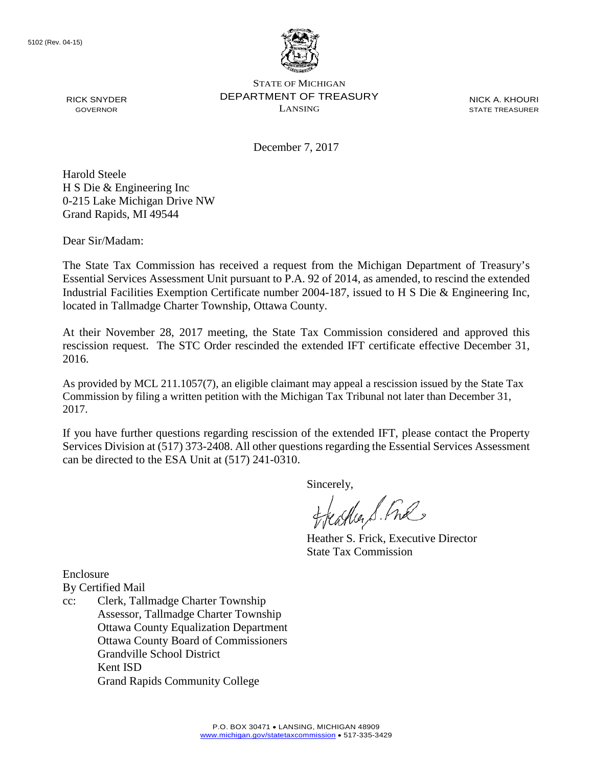5102 (Rev. 04-15)

STATE OF MICHIGAN
DEPARTMENT OF TREASURY
LANSING

RICK SNYDER
GOVERNOR

NICK A. KHOURI
STATE TREASURER

December 7, 2017

Harold Steele
H S Die & Engineering Inc
0-215 Lake Michigan Drive NW
Grand Rapids, MI 49544

Dear Sir/Madam:

The State Tax Commission has received a request from the Michigan Department of Treasury's Essential Services Assessment Unit pursuant to P.A. 92 of 2014, as amended, to rescind the extended Industrial Facilities Exemption Certificate number 2004-187, issued to H S Die & Engineering Inc, located in Tallmadge Charter Township, Ottawa County.

At their November 28, 2017 meeting, the State Tax Commission considered and approved this rescission request. The STC Order rescinded the extended IFT certificate effective December 31, 2016.

As provided by MCL 211.1057(7), an eligible claimant may appeal a rescission issued by the State Tax Commission by filing a written petition with the Michigan Tax Tribunal not later than December 31, 2017.

If you have further questions regarding rescission of the extended IFT, please contact the Property Services Division at (517) 373-2408. All other questions regarding the Essential Services Assessment can be directed to the ESA Unit at (517) 241-0310.

Sincerely,

Heather S. Frick, Executive Director
State Tax Commission

Enclosure
By Certified Mail
cc: Clerk, Tallmadge Charter Township
Assessor, Tallmadge Charter Township
Ottawa County Equalization Department
Ottawa County Board of Commissioners
Grandville School District
Kent ISD
Grand Rapids Community College

P.O. BOX 30471 • LANSING, MICHIGAN 48909
www.michigan.gov/statetaxcommission • 517-335-3429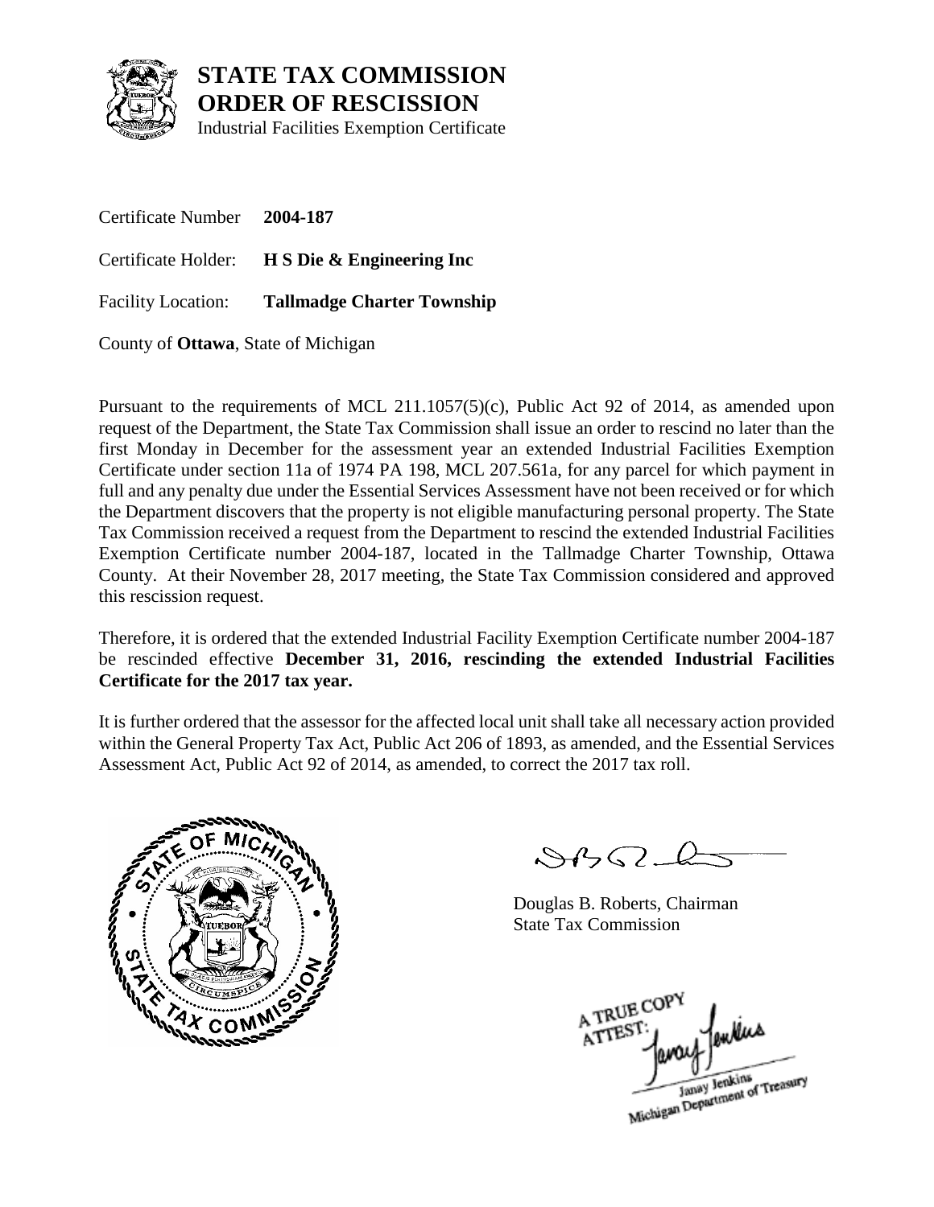# STATE TAX COMMISSION
# ORDER OF RESCISSION

Industrial Facilities Exemption Certificate

Certificate Number **2004-187**

Certificate Holder: **H S Die & Engineering Inc**

Facility Location: **Tallmadge Charter Township**

County of **Ottawa**, State of Michigan

Pursuant to the requirements of MCL 211.1057(5)(c), Public Act 92 of 2014, as amended upon request of the Department, the State Tax Commission shall issue an order to rescind no later than the first Monday in December for the assessment year an extended Industrial Facilities Exemption Certificate under section 11a of 1974 PA 198, MCL 207.561a, for any parcel for which payment in full and any penalty due under the Essential Services Assessment have not been received or for which the Department discovers that the property is not eligible manufacturing personal property. The State Tax Commission received a request from the Department to rescind the extended Industrial Facilities Exemption Certificate number 2004-187, located in the Tallmadge Charter Township, Ottawa County. At their November 28, 2017 meeting, the State Tax Commission considered and approved this rescission request.

Therefore, it is ordered that the extended Industrial Facility Exemption Certificate number 2004-187 be rescinded effective **December 31, 2016, rescinding the extended Industrial Facilities Certificate for the 2017 tax year.**

It is further ordered that the assessor for the affected local unit shall take all necessary action provided within the General Property Tax Act, Public Act 206 of 1893, as amended, and the Essential Services Assessment Act, Public Act 92 of 2014, as amended, to correct the 2017 tax roll.

Douglas B. Roberts, Chairman
State Tax Commission

A TRUE COPY
ATTEST:
Janay Jenkins
Michigan Department of Treasury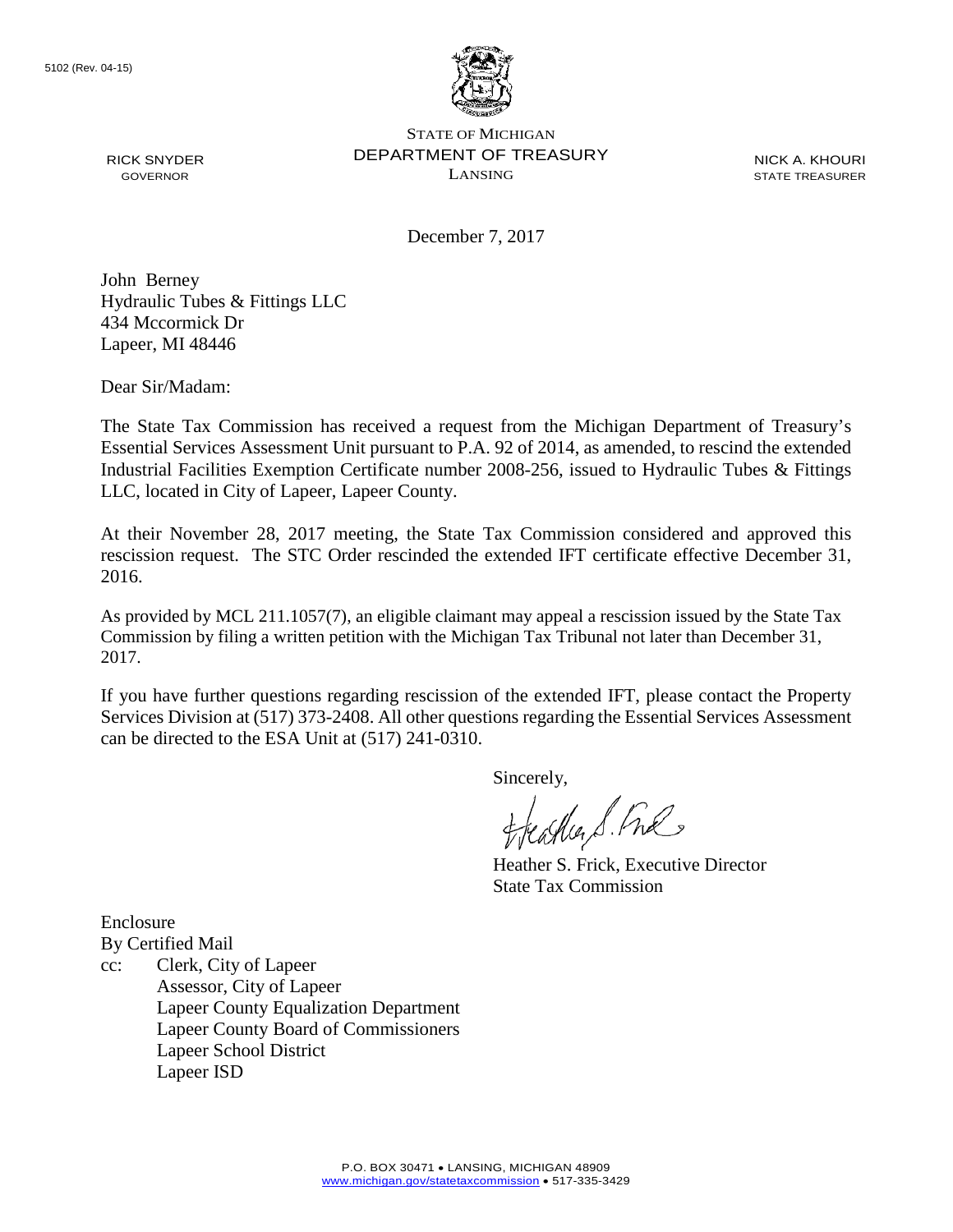5102 (Rev. 04-15)

STATE OF MICHIGAN
DEPARTMENT OF TREASURY
LANSING

RICK SNYDER
GOVERNOR

NICK A. KHOURI
STATE TREASURER

December 7, 2017

John Berney
Hydraulic Tubes & Fittings LLC
434 Mccormick Dr
Lapeer, MI 48446

Dear Sir/Madam:

The State Tax Commission has received a request from the Michigan Department of Treasury's Essential Services Assessment Unit pursuant to P.A. 92 of 2014, as amended, to rescind the extended Industrial Facilities Exemption Certificate number 2008-256, issued to Hydraulic Tubes & Fittings LLC, located in City of Lapeer, Lapeer County.

At their November 28, 2017 meeting, the State Tax Commission considered and approved this rescission request. The STC Order rescinded the extended IFT certificate effective December 31, 2016.

As provided by MCL 211.1057(7), an eligible claimant may appeal a rescission issued by the State Tax Commission by filing a written petition with the Michigan Tax Tribunal not later than December 31, 2017.

If you have further questions regarding rescission of the extended IFT, please contact the Property Services Division at (517) 373-2408. All other questions regarding the Essential Services Assessment can be directed to the ESA Unit at (517) 241-0310.

Sincerely,

Heather S. Frick, Executive Director
State Tax Commission

Enclosure
By Certified Mail
cc: Clerk, City of Lapeer
Assessor, City of Lapeer
Lapeer County Equalization Department
Lapeer County Board of Commissioners
Lapeer School District
Lapeer ISD

P.O. BOX 30471 • LANSING, MICHIGAN 48909
www.michigan.gov/statetaxcommission • 517-335-3429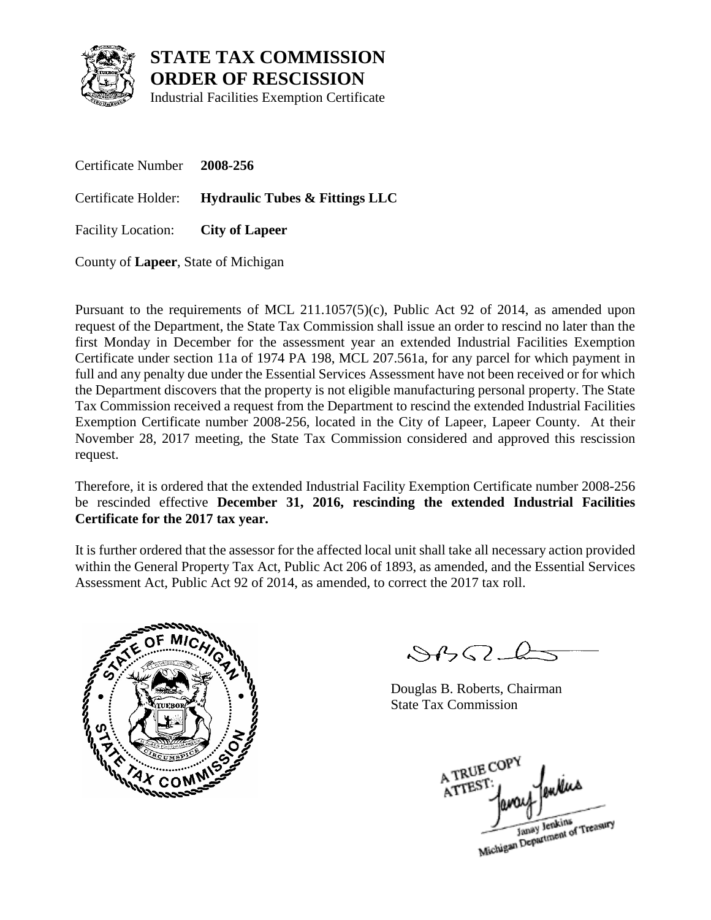# STATE TAX COMMISSION
# ORDER OF RESCISSION

Industrial Facilities Exemption Certificate

Certificate Number **2008-256**

Certificate Holder: **Hydraulic Tubes & Fittings LLC**

Facility Location: **City of Lapeer**

County of **Lapeer**, State of Michigan

Pursuant to the requirements of MCL 211.1057(5)(c), Public Act 92 of 2014, as amended upon request of the Department, the State Tax Commission shall issue an order to rescind no later than the first Monday in December for the assessment year an extended Industrial Facilities Exemption Certificate under section 11a of 1974 PA 198, MCL 207.561a, for any parcel for which payment in full and any penalty due under the Essential Services Assessment have not been received or for which the Department discovers that the property is not eligible manufacturing personal property. The State Tax Commission received a request from the Department to rescind the extended Industrial Facilities Exemption Certificate number 2008-256, located in the City of Lapeer, Lapeer County. At their November 28, 2017 meeting, the State Tax Commission considered and approved this rescission request.

Therefore, it is ordered that the extended Industrial Facility Exemption Certificate number 2008-256 be rescinded effective **December 31, 2016, rescinding the extended Industrial Facilities Certificate for the 2017 tax year.**

It is further ordered that the assessor for the affected local unit shall take all necessary action provided within the General Property Tax Act, Public Act 206 of 1893, as amended, and the Essential Services Assessment Act, Public Act 92 of 2014, as amended, to correct the 2017 tax roll.

Douglas B. Roberts, Chairman
State Tax Commission

A TRUE COPY
ATTEST:
Janay Jenkins
Michigan Department of Treasury